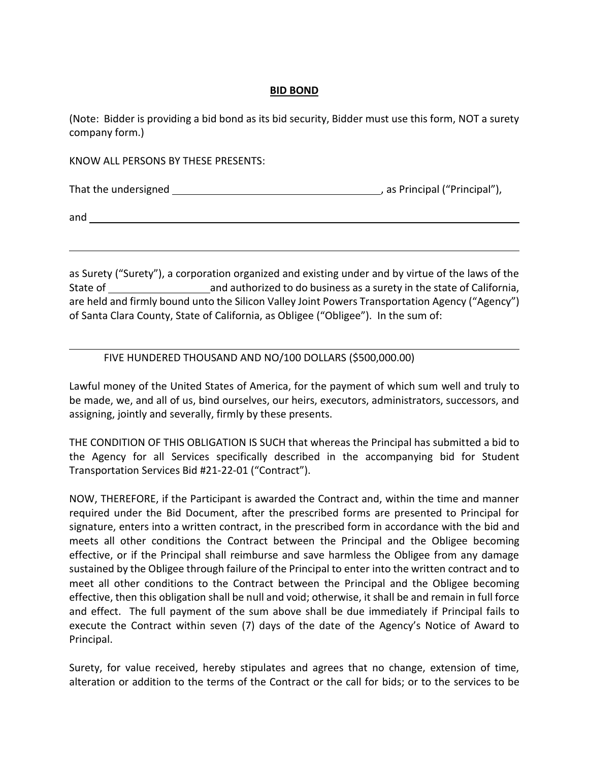**BID BOND**

(Note: Bidder is providing a bid bond as its bid security, Bidder must use this form, NOT a surety company form.)

KNOW ALL PERSONS BY THESE PRESENTS:

That the undersigned \_\_\_\_\_\_\_\_\_\_\_\_\_\_\_\_\_\_\_\_\_\_\_\_\_\_\_\_\_\_\_\_\_\_\_\_, as Principal ("Principal"),

and \_\_\_\_\_\_\_\_\_\_\_\_\_\_\_\_\_\_\_\_\_\_\_\_\_\_\_\_\_\_\_\_\_\_\_\_\_\_\_\_\_\_\_\_\_\_\_\_\_\_\_\_\_\_\_\_\_\_\_\_\_\_\_\_\_\_\_\_\_\_\_\_

\_\_\_\_\_\_\_\_\_\_\_\_\_\_\_\_\_\_\_\_\_\_\_\_\_\_\_\_\_\_\_\_\_\_\_\_\_\_\_\_\_\_\_\_\_\_\_\_\_\_\_\_\_\_\_\_\_\_\_\_\_\_\_\_\_\_\_\_\_\_\_\_\_\_\_\_

as Surety ("Surety"), a corporation organized and existing under and by virtue of the laws of the State of \_\_\_\_\_\_\_\_\_\_\_\_\_\_\_\_\_\_ and authorized to do business as a surety in the state of California, are held and firmly bound unto the Silicon Valley Joint Powers Transportation Agency ("Agency") of Santa Clara County, State of California, as Obligee ("Obligee"). In the sum of:

\_\_\_\_\_\_\_\_\_\_\_\_\_\_\_\_\_\_\_\_\_\_\_\_\_\_\_\_\_\_\_\_\_\_\_\_\_\_\_\_\_\_\_\_\_\_\_\_\_\_\_\_\_\_\_\_\_\_\_\_\_\_\_\_\_\_\_\_\_\_\_\_\_\_\_\_

FIVE HUNDERED THOUSAND AND NO/100 DOLLARS ($500,000.00)

Lawful money of the United States of America, for the payment of which sum well and truly to be made, we, and all of us, bind ourselves, our heirs, executors, administrators, successors, and assigning, jointly and severally, firmly by these presents.

THE CONDITION OF THIS OBLIGATION IS SUCH that whereas the Principal has submitted a bid to the Agency for all Services specifically described in the accompanying bid for Student Transportation Services Bid #21-22-01 ("Contract").

NOW, THEREFORE, if the Participant is awarded the Contract and, within the time and manner required under the Bid Document, after the prescribed forms are presented to Principal for signature, enters into a written contract, in the prescribed form in accordance with the bid and meets all other conditions the Contract between the Principal and the Obligee becoming effective, or if the Principal shall reimburse and save harmless the Obligee from any damage sustained by the Obligee through failure of the Principal to enter into the written contract and to meet all other conditions to the Contract between the Principal and the Obligee becoming effective, then this obligation shall be null and void; otherwise, it shall be and remain in full force and effect. The full payment of the sum above shall be due immediately if Principal fails to execute the Contract within seven (7) days of the date of the Agency's Notice of Award to Principal.

Surety, for value received, hereby stipulates and agrees that no change, extension of time, alteration or addition to the terms of the Contract or the call for bids; or to the services to be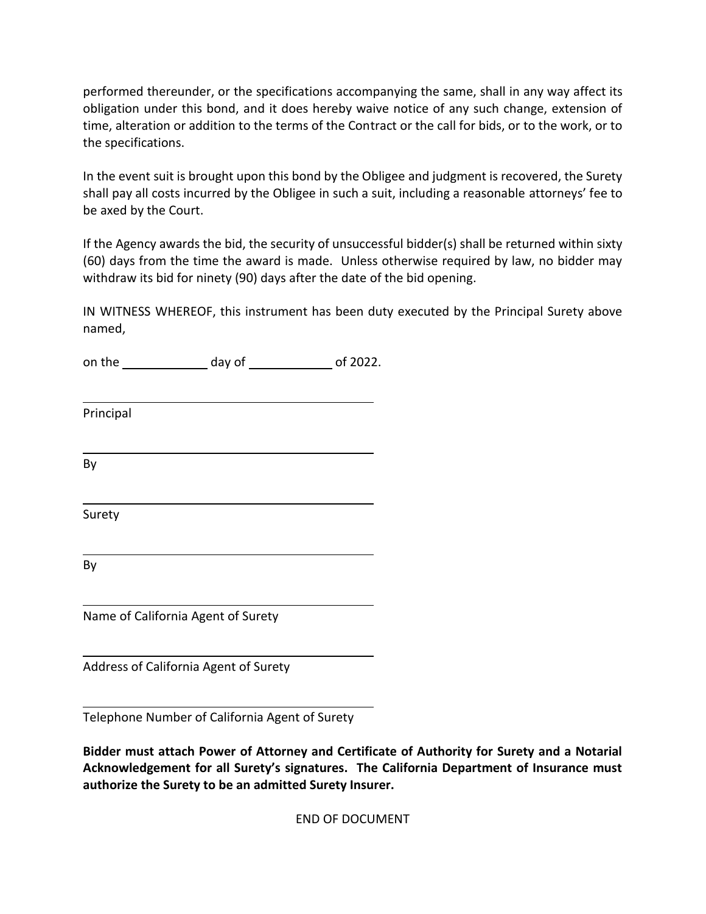performed thereunder, or the specifications accompanying the same, shall in any way affect its obligation under this bond, and it does hereby waive notice of any such change, extension of time, alteration or addition to the terms of the Contract or the call for bids, or to the work, or to the specifications.

In the event suit is brought upon this bond by the Obligee and judgment is recovered, the Surety shall pay all costs incurred by the Obligee in such a suit, including a reasonable attorneys' fee to be axed by the Court.

If the Agency awards the bid, the security of unsuccessful bidder(s) shall be returned within sixty (60) days from the time the award is made. Unless otherwise required by law, no bidder may withdraw its bid for ninety (90) days after the date of the bid opening.

IN WITNESS WHEREOF, this instrument has been duty executed by the Principal Surety above named,

on the ____________ day of ____________ of 2022.

\_\_\_\_\_\_\_\_\_\_\_\_\_\_\_\_\_\_\_\_\_\_\_\_\_\_\_\_\_\_\_\_\_\_\_\_\_\_\_\_

Principal

\_\_\_\_\_\_\_\_\_\_\_\_\_\_\_\_\_\_\_\_\_\_\_\_\_\_\_\_\_\_\_\_\_\_\_\_\_\_\_\_

By

\_\_\_\_\_\_\_\_\_\_\_\_\_\_\_\_\_\_\_\_\_\_\_\_\_\_\_\_\_\_\_\_\_\_\_\_\_\_\_\_

Surety

\_\_\_\_\_\_\_\_\_\_\_\_\_\_\_\_\_\_\_\_\_\_\_\_\_\_\_\_\_\_\_\_\_\_\_\_\_\_\_\_

By

\_\_\_\_\_\_\_\_\_\_\_\_\_\_\_\_\_\_\_\_\_\_\_\_\_\_\_\_\_\_\_\_\_\_\_\_\_\_\_\_

Name of California Agent of Surety

\_\_\_\_\_\_\_\_\_\_\_\_\_\_\_\_\_\_\_\_\_\_\_\_\_\_\_\_\_\_\_\_\_\_\_\_\_\_\_\_

Address of California Agent of Surety

\_\_\_\_\_\_\_\_\_\_\_\_\_\_\_\_\_\_\_\_\_\_\_\_\_\_\_\_\_\_\_\_\_\_\_\_\_\_\_\_

Telephone Number of California Agent of Surety

**Bidder must attach Power of Attorney and Certificate of Authority for Surety and a Notarial Acknowledgement for all Surety's signatures. The California Department of Insurance must authorize the Surety to be an admitted Surety Insurer.**

END OF DOCUMENT